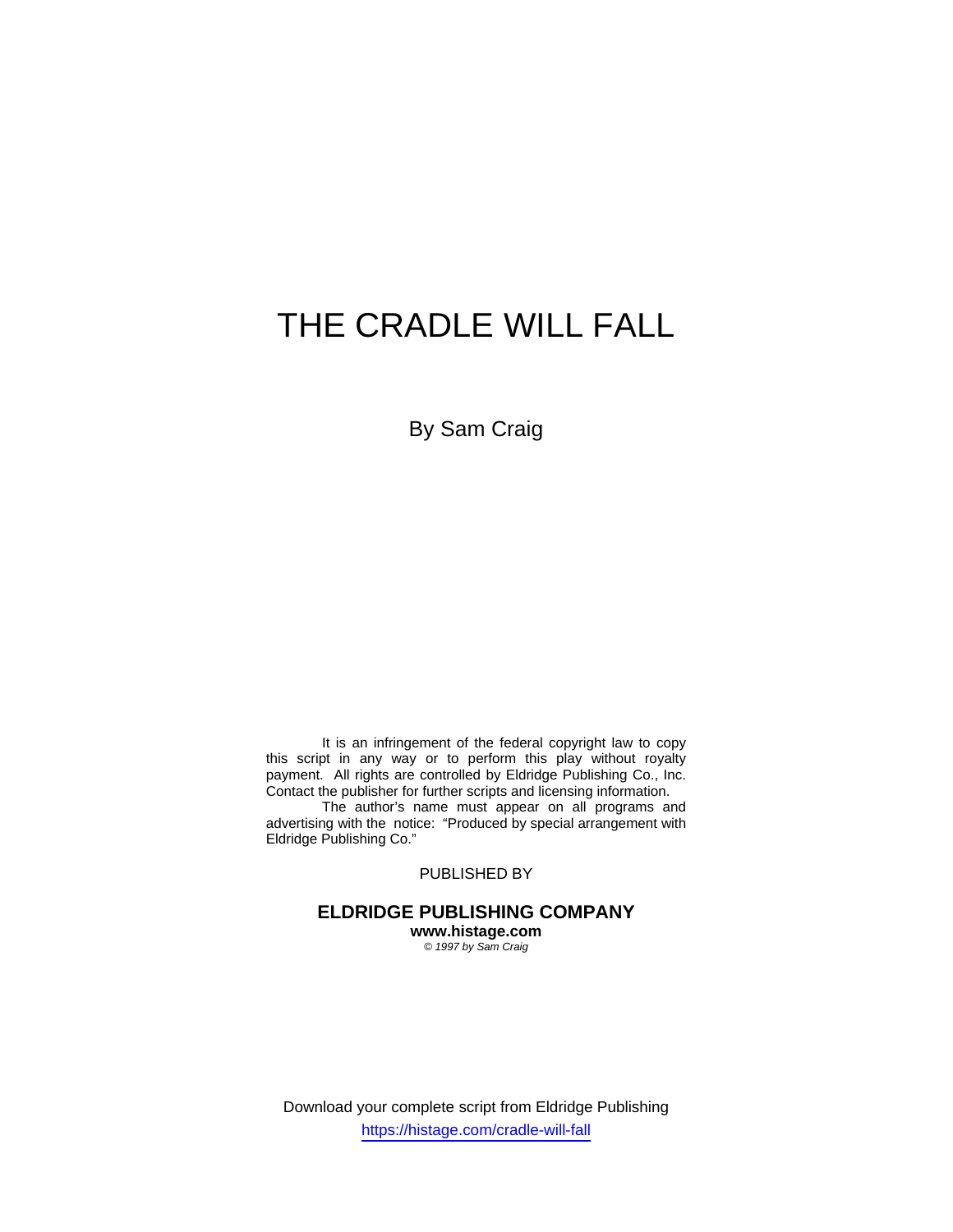# THE CRADLE WILL FALL

By Sam Craig

It is an infringement of the federal copyright law to copy this script in any way or to perform this play without royalty payment. All rights are controlled by Eldridge Publishing Co., Inc. Contact the publisher for further scripts and licensing information.

The author's name must appear on all programs and advertising with the notice: "Produced by special arrangement with Eldridge Publishing Co."

PUBLISHED BY

**ELDRIDGE PUBLISHING COMPANY**
**www.histage.com**
*© 1997 by Sam Craig*

Download your complete script from Eldridge Publishing
https://histage.com/cradle-will-fall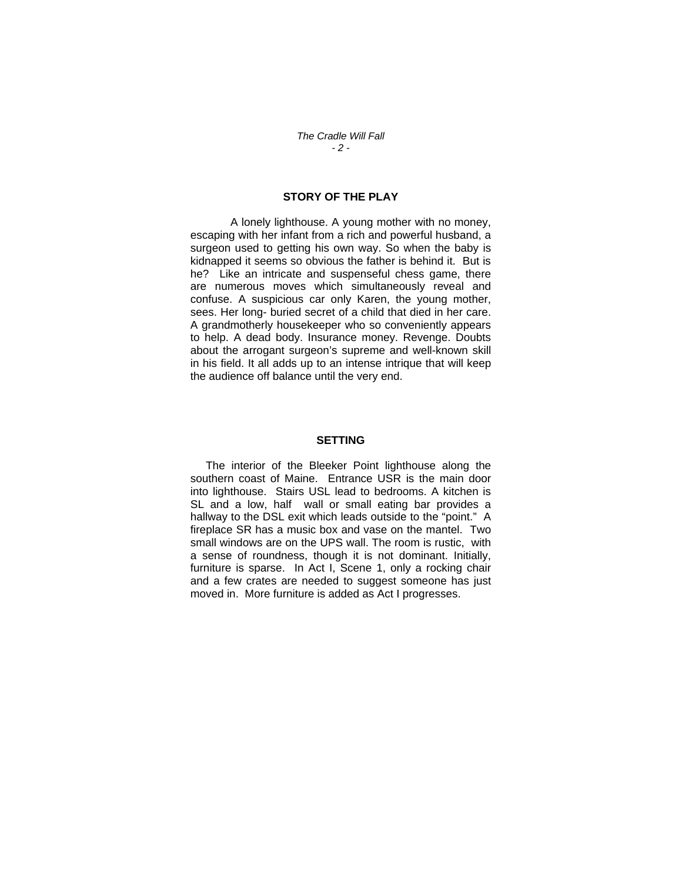## STORY OF THE PLAY

A lonely lighthouse. A young mother with no money, escaping with her infant from a rich and powerful husband, a surgeon used to getting his own way. So when the baby is kidnapped it seems so obvious the father is behind it. But is he? Like an intricate and suspenseful chess game, there are numerous moves which simultaneously reveal and confuse. A suspicious car only Karen, the young mother, sees. Her long- buried secret of a child that died in her care. A grandmotherly housekeeper who so conveniently appears to help. A dead body. Insurance money. Revenge. Doubts about the arrogant surgeon's supreme and well-known skill in his field. It all adds up to an intense intrique that will keep the audience off balance until the very end.

## SETTING

The interior of the Bleeker Point lighthouse along the southern coast of Maine. Entrance USR is the main door into lighthouse. Stairs USL lead to bedrooms. A kitchen is SL and a low, half wall or small eating bar provides a hallway to the DSL exit which leads outside to the "point." A fireplace SR has a music box and vase on the mantel. Two small windows are on the UPS wall. The room is rustic, with a sense of roundness, though it is not dominant. Initially, furniture is sparse. In Act I, Scene 1, only a rocking chair and a few crates are needed to suggest someone has just moved in. More furniture is added as Act I progresses.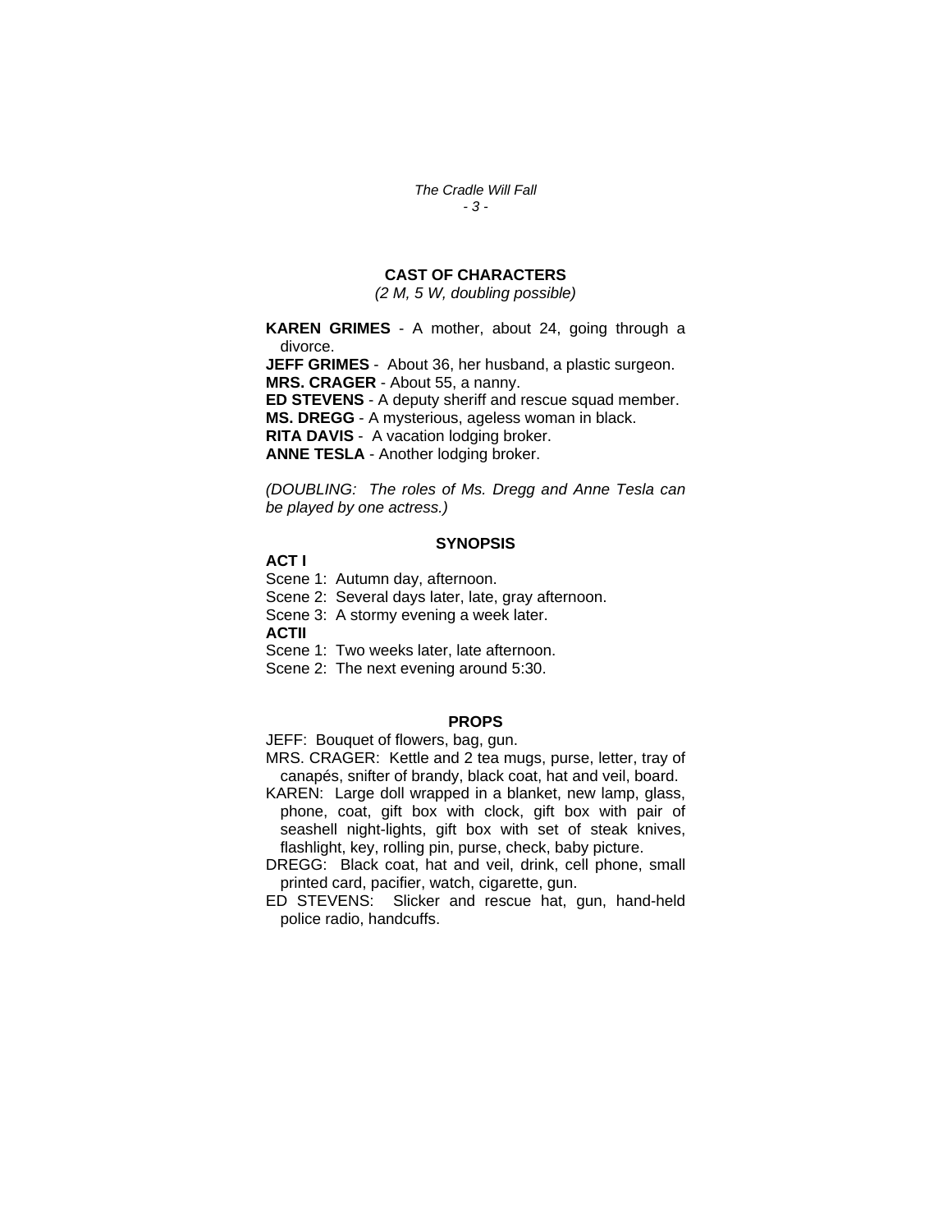## CAST OF CHARACTERS

*(2 M, 5 W, doubling possible)*

**KAREN GRIMES** - A mother, about 24, going through a divorce.
**JEFF GRIMES** - About 36, her husband, a plastic surgeon.
**MRS. CRAGER** - About 55, a nanny.
**ED STEVENS** - A deputy sheriff and rescue squad member.
**MS. DREGG** - A mysterious, ageless woman in black.
**RITA DAVIS** - A vacation lodging broker.
**ANNE TESLA** - Another lodging broker.

*(DOUBLING: The roles of Ms. Dregg and Anne Tesla can be played by one actress.)*

## SYNOPSIS

**ACT I**

Scene 1: Autumn day, afternoon.
Scene 2: Several days later, late, gray afternoon.
Scene 3: A stormy evening a week later.

**ACTII**

Scene 1: Two weeks later, late afternoon.
Scene 2: The next evening around 5:30.

## PROPS

JEFF: Bouquet of flowers, bag, gun.
MRS. CRAGER: Kettle and 2 tea mugs, purse, letter, tray of canapés, snifter of brandy, black coat, hat and veil, board.
KAREN: Large doll wrapped in a blanket, new lamp, glass, phone, coat, gift box with clock, gift box with pair of seashell night-lights, gift box with set of steak knives, flashlight, key, rolling pin, purse, check, baby picture.
DREGG: Black coat, hat and veil, drink, cell phone, small printed card, pacifier, watch, cigarette, gun.
ED STEVENS: Slicker and rescue hat, gun, hand-held police radio, handcuffs.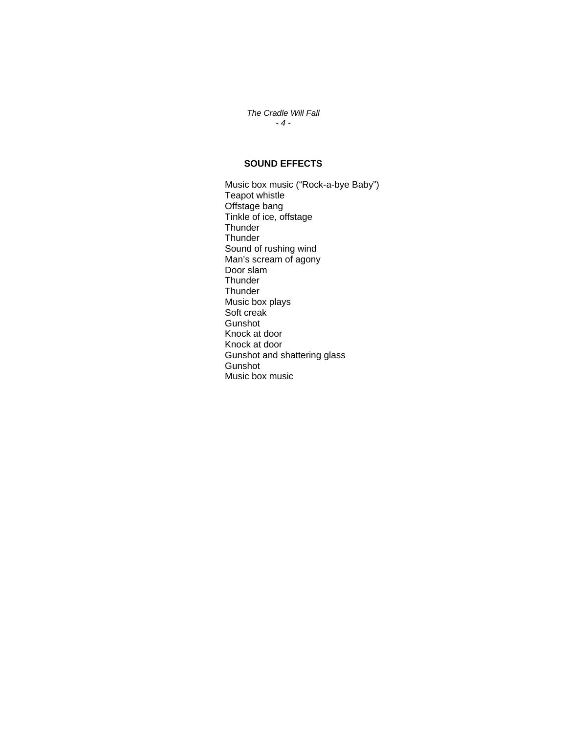## SOUND EFFECTS

Music box music ("Rock-a-bye Baby")
Teapot whistle
Offstage bang
Tinkle of ice, offstage
Thunder
Thunder
Sound of rushing wind
Man's scream of agony
Door slam
Thunder
Thunder
Music box plays
Soft creak
Gunshot
Knock at door
Knock at door
Gunshot and shattering glass
Gunshot
Music box music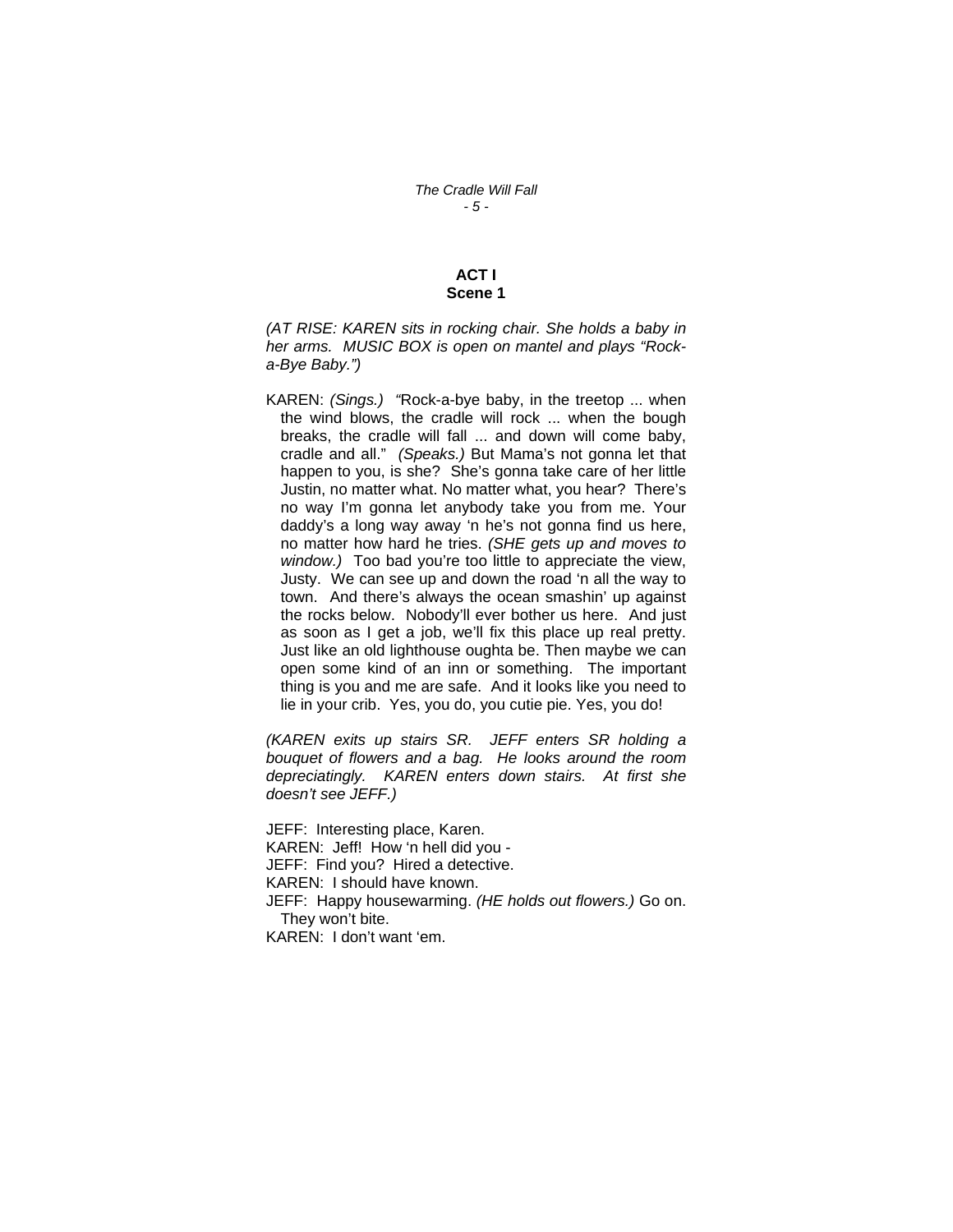## ACT I
### Scene 1

*(AT RISE: KAREN sits in rocking chair. She holds a baby in her arms. MUSIC BOX is open on mantel and plays "Rock-a-Bye Baby.")*

KAREN: *(Sings.)* "Rock-a-bye baby, in the treetop ... when the wind blows, the cradle will rock ... when the bough breaks, the cradle will fall ... and down will come baby, cradle and all." *(Speaks.)* But Mama's not gonna let that happen to you, is she? She's gonna take care of her little Justin, no matter what. No matter what, you hear? There's no way I'm gonna let anybody take you from me. Your daddy's a long way away 'n he's not gonna find us here, no matter how hard he tries. *(SHE gets up and moves to window.)* Too bad you're too little to appreciate the view, Justy. We can see up and down the road 'n all the way to town. And there's always the ocean smashin' up against the rocks below. Nobody'll ever bother us here. And just as soon as I get a job, we'll fix this place up real pretty. Just like an old lighthouse oughta be. Then maybe we can open some kind of an inn or something. The important thing is you and me are safe. And it looks like you need to lie in your crib. Yes, you do, you cutie pie. Yes, you do!

*(KAREN exits up stairs SR. JEFF enters SR holding a bouquet of flowers and a bag. He looks around the room depreciatingly. KAREN enters down stairs. At first she doesn't see JEFF.)*

JEFF: Interesting place, Karen.
KAREN: Jeff! How 'n hell did you -
JEFF: Find you? Hired a detective.
KAREN: I should have known.
JEFF: Happy housewarming. *(HE holds out flowers.)* Go on. They won't bite.
KAREN: I don't want 'em.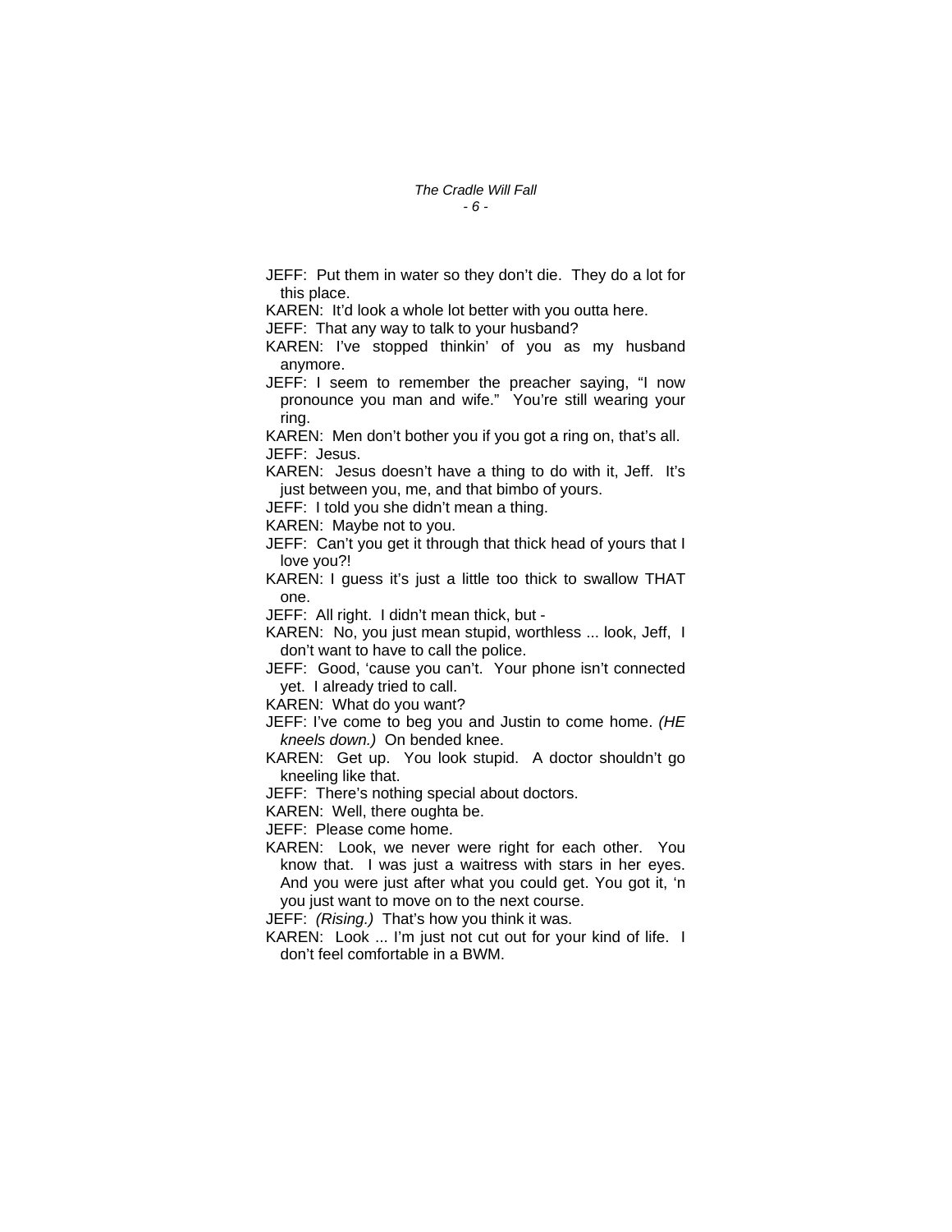JEFF: Put them in water so they don't die. They do a lot for this place.

KAREN: It'd look a whole lot better with you outta here.

JEFF: That any way to talk to your husband?

KAREN: I've stopped thinkin' of you as my husband anymore.

JEFF: I seem to remember the preacher saying, "I now pronounce you man and wife." You're still wearing your ring.

KAREN: Men don't bother you if you got a ring on, that's all.

JEFF: Jesus.

KAREN: Jesus doesn't have a thing to do with it, Jeff. It's just between you, me, and that bimbo of yours.

JEFF: I told you she didn't mean a thing.

KAREN: Maybe not to you.

JEFF: Can't you get it through that thick head of yours that I love you?!

KAREN: I guess it's just a little too thick to swallow THAT one.

JEFF: All right. I didn't mean thick, but -

KAREN: No, you just mean stupid, worthless ... look, Jeff, I don't want to have to call the police.

JEFF: Good, 'cause you can't. Your phone isn't connected yet. I already tried to call.

KAREN: What do you want?

JEFF: I've come to beg you and Justin to come home. *(HE kneels down.)* On bended knee.

KAREN: Get up. You look stupid. A doctor shouldn't go kneeling like that.

JEFF: There's nothing special about doctors.

KAREN: Well, there oughta be.

JEFF: Please come home.

KAREN: Look, we never were right for each other. You know that. I was just a waitress with stars in her eyes. And you were just after what you could get. You got it, 'n you just want to move on to the next course.

JEFF: *(Rising.)* That's how you think it was.

KAREN: Look ... I'm just not cut out for your kind of life. I don't feel comfortable in a BWM.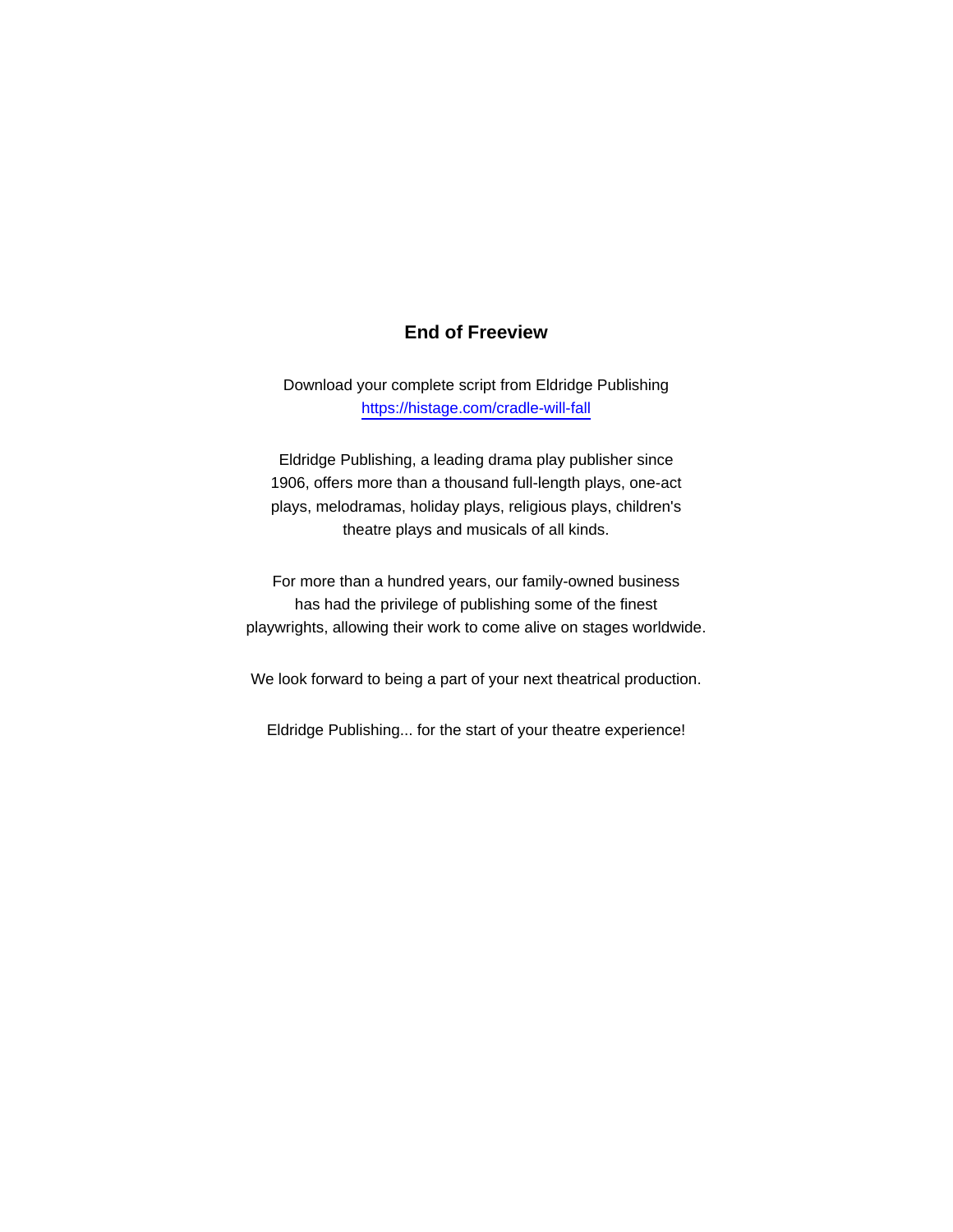## End of Freeview

Download your complete script from Eldridge Publishing
https://histage.com/cradle-will-fall

Eldridge Publishing, a leading drama play publisher since 1906, offers more than a thousand full-length plays, one-act plays, melodramas, holiday plays, religious plays, children's theatre plays and musicals of all kinds.

For more than a hundred years, our family-owned business has had the privilege of publishing some of the finest playwrights, allowing their work to come alive on stages worldwide.

We look forward to being a part of your next theatrical production.

Eldridge Publishing... for the start of your theatre experience!